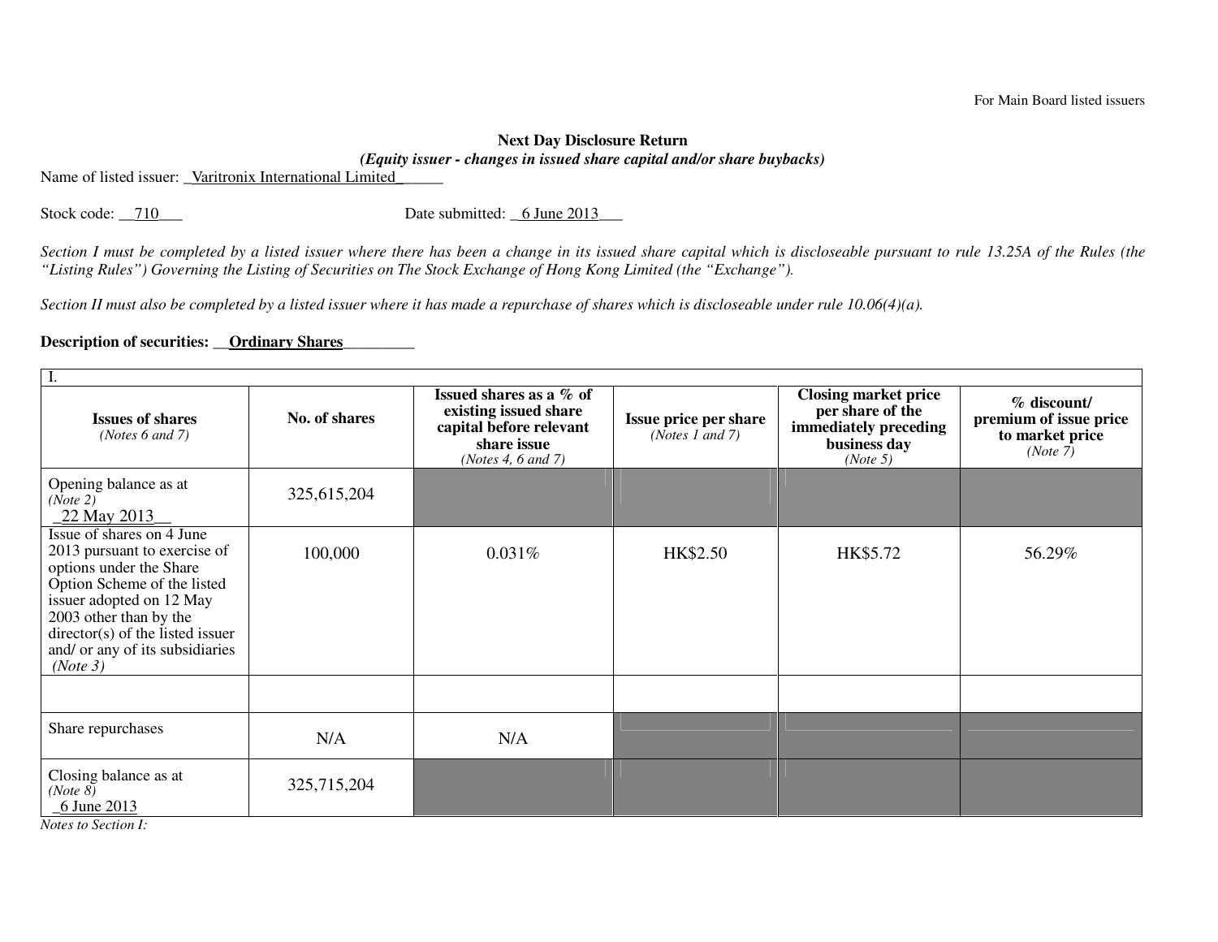For Main Board listed issuers

**Next Day Disclosure Return**

***(Equity issuer - changes in issued share capital and/or share buybacks)***

Name of listed issuer: _Varitronix International Limited_____

Stock code: __710___ Date submitted: _6 June 2013___

*Section I must be completed by a listed issuer where there has been a change in its issued share capital which is discloseable pursuant to rule 13.25A of the Rules (the "Listing Rules") Governing the Listing of Securities on The Stock Exchange of Hong Kong Limited (the "Exchange").*

*Section II must also be completed by a listed issuer where it has made a repurchase of shares which is discloseable under rule 10.06(4)(a).*

**Description of securities:** __**Ordinary Shares**_________

| I. | | | | | |
|---|---|---|---|---|---|
| **Issues of shares** *(Notes 6 and 7)* | **No. of shares** | **Issued shares as a % of existing issued share capital before relevant share issue** *(Notes 4, 6 and 7)* | **Issue price per share** *(Notes 1 and 7)* | **Closing market price per share of the immediately preceding business day** *(Note 5)* | **% discount/ premium of issue price to market price** *(Note 7)* |
| Opening balance as at *(Note 2)* _22 May 2013__ | 325,615,204 | | | | |
| Issue of shares on 4 June 2013 pursuant to exercise of options under the Share Option Scheme of the listed issuer adopted on 12 May 2003 other than by the director(s) of the listed issuer and/ or any of its subsidiaries *(Note 3)* | 100,000 | 0.031% | HK$2.50 | HK$5.72 | 56.29% |
| | | | | | |
| Share repurchases | N/A | N/A | | | |
| Closing balance as at *(Note 8)* _6 June 2013 | 325,715,204 | | | | |

*Notes to Section I:*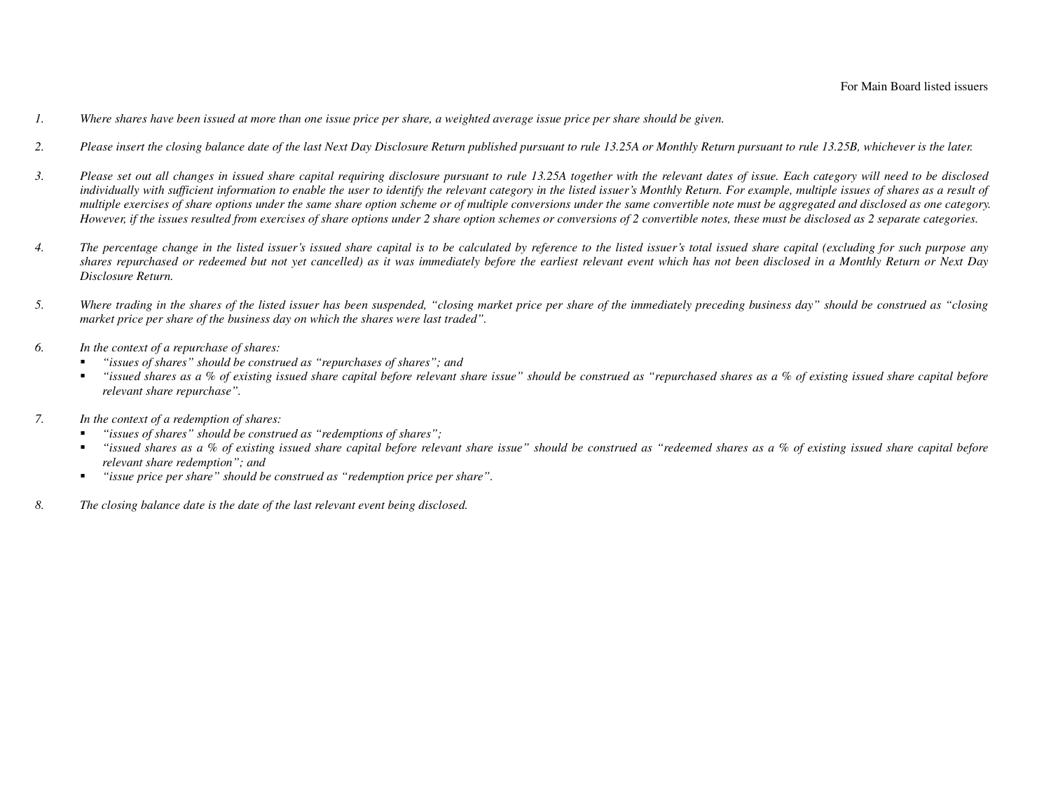*1. Where shares have been issued at more than one issue price per share, a weighted average issue price per share should be given.*

*2. Please insert the closing balance date of the last Next Day Disclosure Return published pursuant to rule 13.25A or Monthly Return pursuant to rule 13.25B, whichever is the later.*

*3. Please set out all changes in issued share capital requiring disclosure pursuant to rule 13.25A together with the relevant dates of issue. Each category will need to be disclosed individually with sufficient information to enable the user to identify the relevant category in the listed issuer's Monthly Return. For example, multiple issues of shares as a result of multiple exercises of share options under the same share option scheme or of multiple conversions under the same convertible note must be aggregated and disclosed as one category. However, if the issues resulted from exercises of share options under 2 share option schemes or conversions of 2 convertible notes, these must be disclosed as 2 separate categories.*

*4. The percentage change in the listed issuer's issued share capital is to be calculated by reference to the listed issuer's total issued share capital (excluding for such purpose any shares repurchased or redeemed but not yet cancelled) as it was immediately before the earliest relevant event which has not been disclosed in a Monthly Return or Next Day Disclosure Return.*

*5. Where trading in the shares of the listed issuer has been suspended, "closing market price per share of the immediately preceding business day" should be construed as "closing market price per share of the business day on which the shares were last traded".*

*6. In the context of a repurchase of shares:*
- *"issues of shares" should be construed as "repurchases of shares"; and*
- *"issued shares as a % of existing issued share capital before relevant share issue" should be construed as "repurchased shares as a % of existing issued share capital before relevant share repurchase".*

*7. In the context of a redemption of shares:*
- *"issues of shares" should be construed as "redemptions of shares";*
- *"issued shares as a % of existing issued share capital before relevant share issue" should be construed as "redeemed shares as a % of existing issued share capital before relevant share redemption"; and*
- *"issue price per share" should be construed as "redemption price per share".*

*8. The closing balance date is the date of the last relevant event being disclosed.*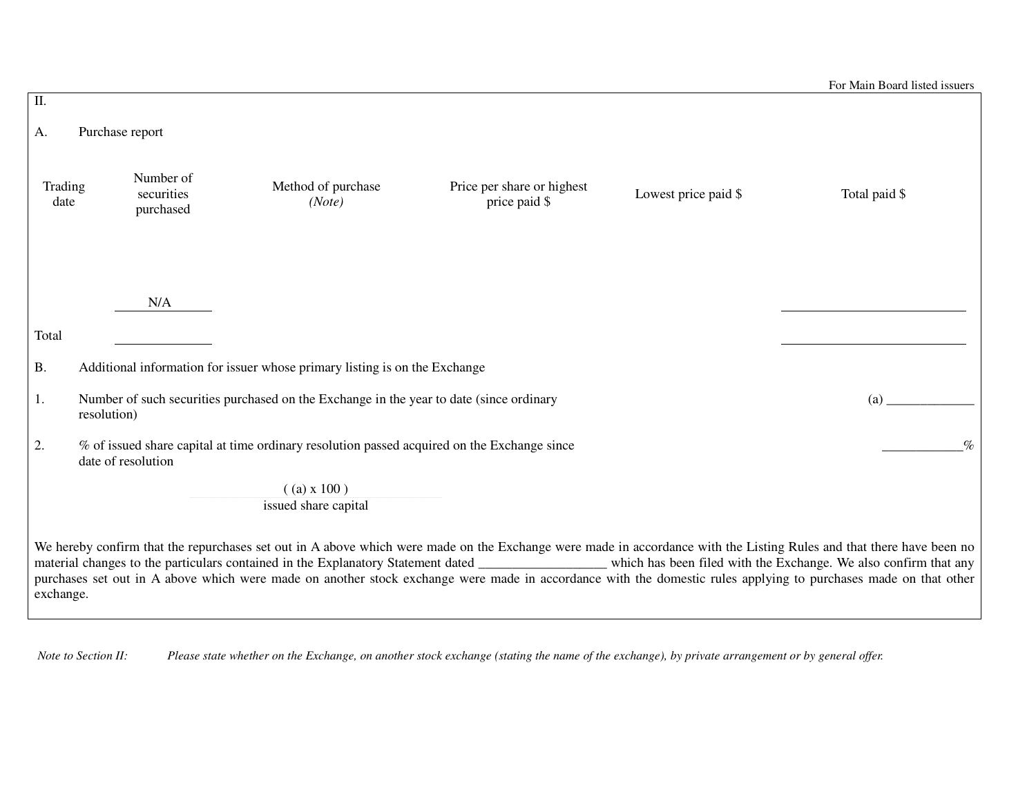For Main Board listed issuers

II.

A. Purchase report

| Trading date | Number of securities purchased | Method of purchase *(Note)* | Price per share or highest price paid $ | Lowest price paid $ | Total paid $ |
|---|---|---|---|---|---|
| | N/A | | | | ________________ |
| Total | ________ | | | | ________________ |

B. Additional information for issuer whose primary listing is on the Exchange

1. Number of such securities purchased on the Exchange in the year to date (since ordinary resolution) (a) _____________

2. % of issued share capital at time ordinary resolution passed acquired on the Exchange since date of resolution ____________%

$$\frac{(\text{(a)} \times 100)}{\text{issued share capital}}$$

We hereby confirm that the repurchases set out in A above which were made on the Exchange were made in accordance with the Listing Rules and that there have been no material changes to the particulars contained in the Explanatory Statement dated ___________________ which has been filed with the Exchange. We also confirm that any purchases set out in A above which were made on another stock exchange were made in accordance with the domestic rules applying to purchases made on that other exchange.

*Note to Section II: Please state whether on the Exchange, on another stock exchange (stating the name of the exchange), by private arrangement or by general offer.*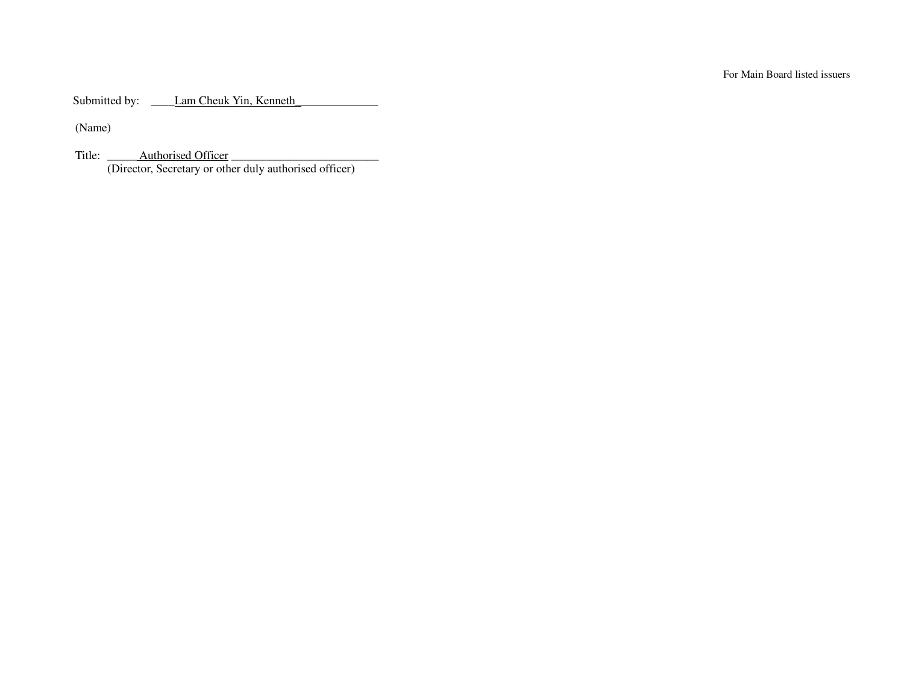For Main Board listed issuers

Submitted by: Lam Cheuk Yin, Kenneth

(Name)

Title: Authorised Officer
(Director, Secretary or other duly authorised officer)